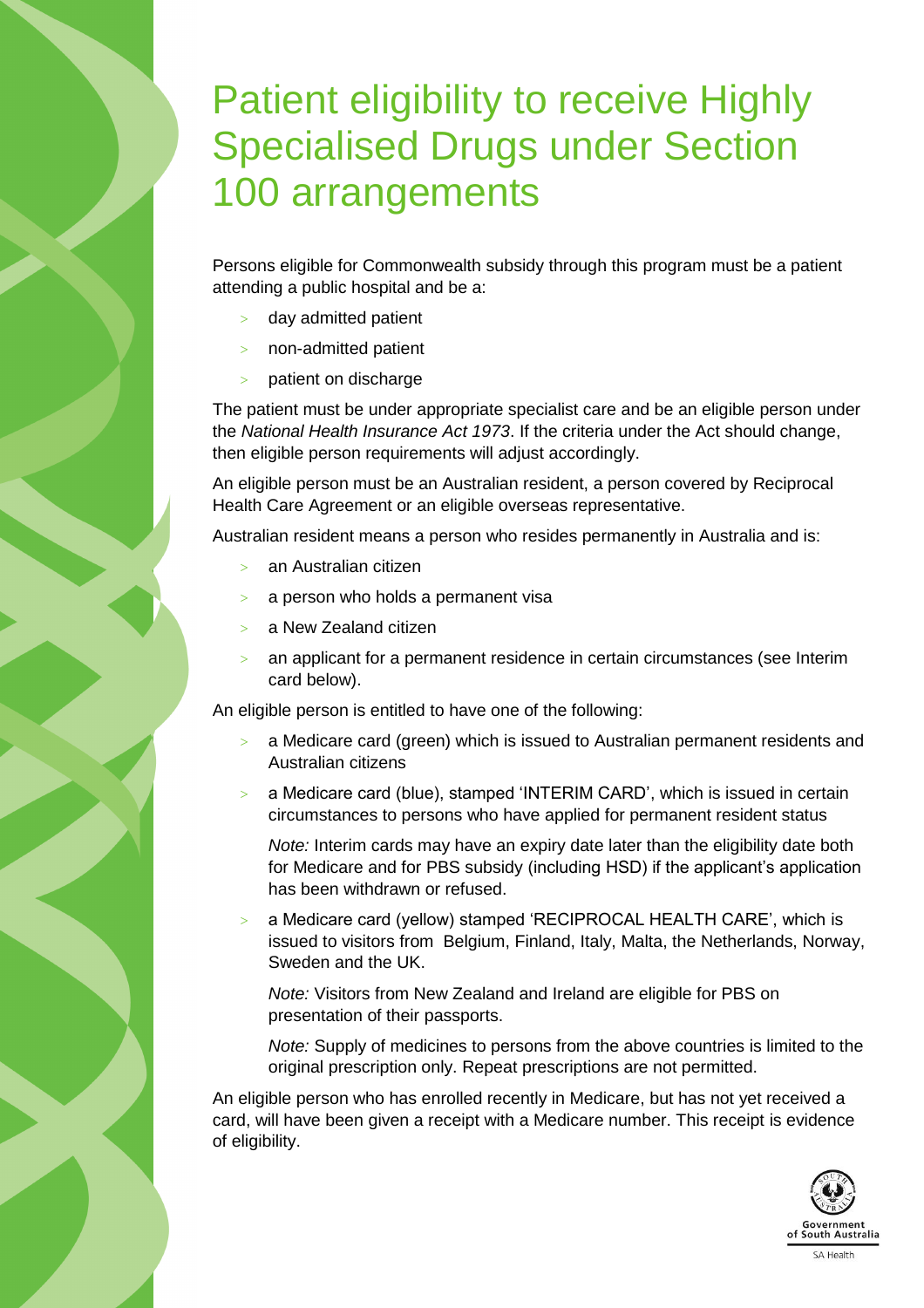# Patient eligibility to receive Highly Specialised Drugs under Section 100 arrangements

Persons eligible for Commonwealth subsidy through this program must be a patient attending a public hospital and be a:

- day admitted patient
- non-admitted patient
- patient on discharge

The patient must be under appropriate specialist care and be an eligible person under the *National Health Insurance Act 1973*. If the criteria under the Act should change, then eligible person requirements will adjust accordingly.

An eligible person must be an Australian resident, a person covered by Reciprocal Health Care Agreement or an eligible overseas representative.

Australian resident means a person who resides permanently in Australia and is:

- an Australian citizen
- a person who holds a permanent visa
- a New Zealand citizen
- an applicant for a permanent residence in certain circumstances (see Interim card below).

An eligible person is entitled to have one of the following:

- a Medicare card (green) which is issued to Australian permanent residents and Australian citizens
- a Medicare card (blue), stamped 'INTERIM CARD', which is issued in certain circumstances to persons who have applied for permanent resident status

  *Note:* Interim cards may have an expiry date later than the eligibility date both for Medicare and for PBS subsidy (including HSD) if the applicant's application has been withdrawn or refused.

- a Medicare card (yellow) stamped 'RECIPROCAL HEALTH CARE', which is issued to visitors from Belgium, Finland, Italy, Malta, the Netherlands, Norway, Sweden and the UK.

  *Note:* Visitors from New Zealand and Ireland are eligible for PBS on presentation of their passports.

  *Note:* Supply of medicines to persons from the above countries is limited to the original prescription only. Repeat prescriptions are not permitted.

An eligible person who has enrolled recently in Medicare, but has not yet received a card, will have been given a receipt with a Medicare number. This receipt is evidence of eligibility.

Government of South Australia

SA Health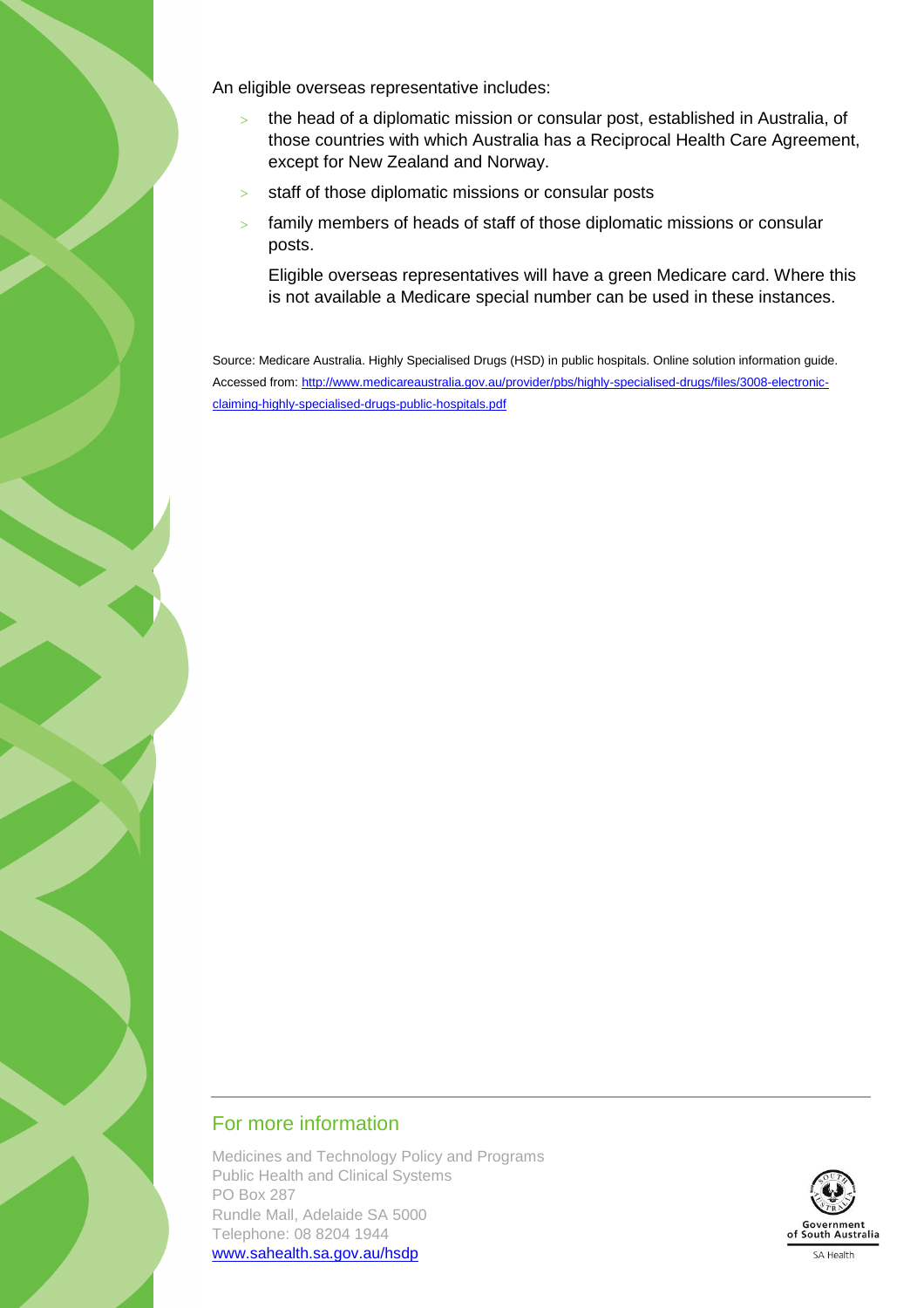An eligible overseas representative includes:

- the head of a diplomatic mission or consular post, established in Australia, of those countries with which Australia has a Reciprocal Health Care Agreement, except for New Zealand and Norway.
- staff of those diplomatic missions or consular posts
- family members of heads of staff of those diplomatic missions or consular posts.

  Eligible overseas representatives will have a green Medicare card. Where this is not available a Medicare special number can be used in these instances.

Source: Medicare Australia. Highly Specialised Drugs (HSD) in public hospitals. Online solution information guide. Accessed from: [http://www.medicareaustralia.gov.au/provider/pbs/highly-specialised-drugs/files/3008-electronic-claiming-highly-specialised-drugs-public-hospitals.pdf](http://www.medicareaustralia.gov.au/provider/pbs/highly-specialised-drugs/files/3008-electronic-claiming-highly-specialised-drugs-public-hospitals.pdf)

## For more information

Medicines and Technology Policy and Programs
Public Health and Clinical Systems
PO Box 287
Rundle Mall, Adelaide SA 5000
Telephone: 08 8204 1944
[www.sahealth.sa.gov.au/hsdp](http://www.sahealth.sa.gov.au/hsdp)

Government of South Australia
SA Health